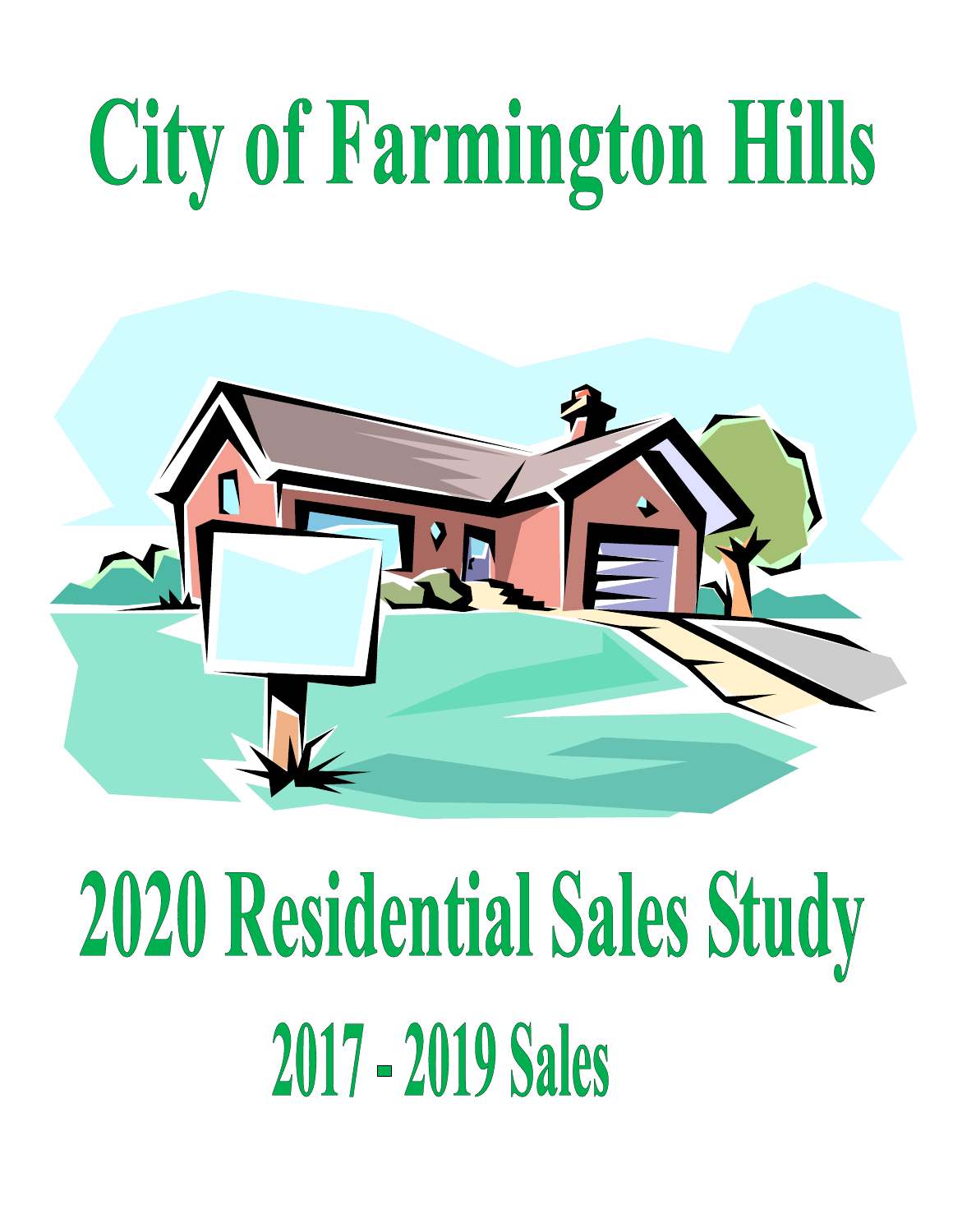# City of Farmington Hills

# 2020 Residential Sales Study

## 2017 - 2019 Sales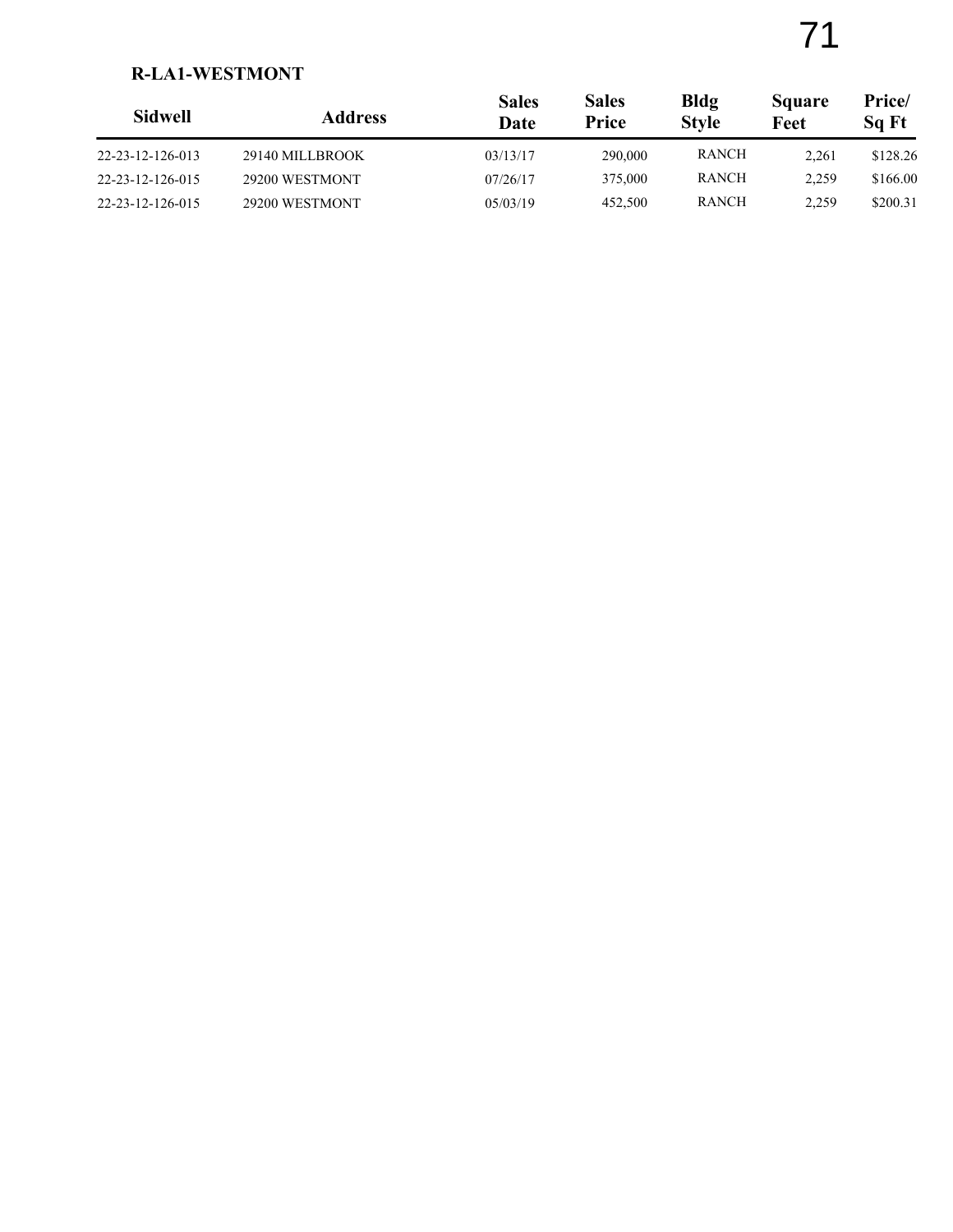**R-LA1-WESTMONT**

| Sidwell | Address | Sales Date | Sales Price | Bldg Style | Square Feet | Price/ Sq Ft |
|---|---|---|---|---|---|---|
| 22-23-12-126-013 | 29140 MILLBROOK | 03/13/17 | 290,000 | RANCH | 2,261 | $128.26 |
| 22-23-12-126-015 | 29200 WESTMONT | 07/26/17 | 375,000 | RANCH | 2,259 | $166.00 |
| 22-23-12-126-015 | 29200 WESTMONT | 05/03/19 | 452,500 | RANCH | 2,259 | $200.31 |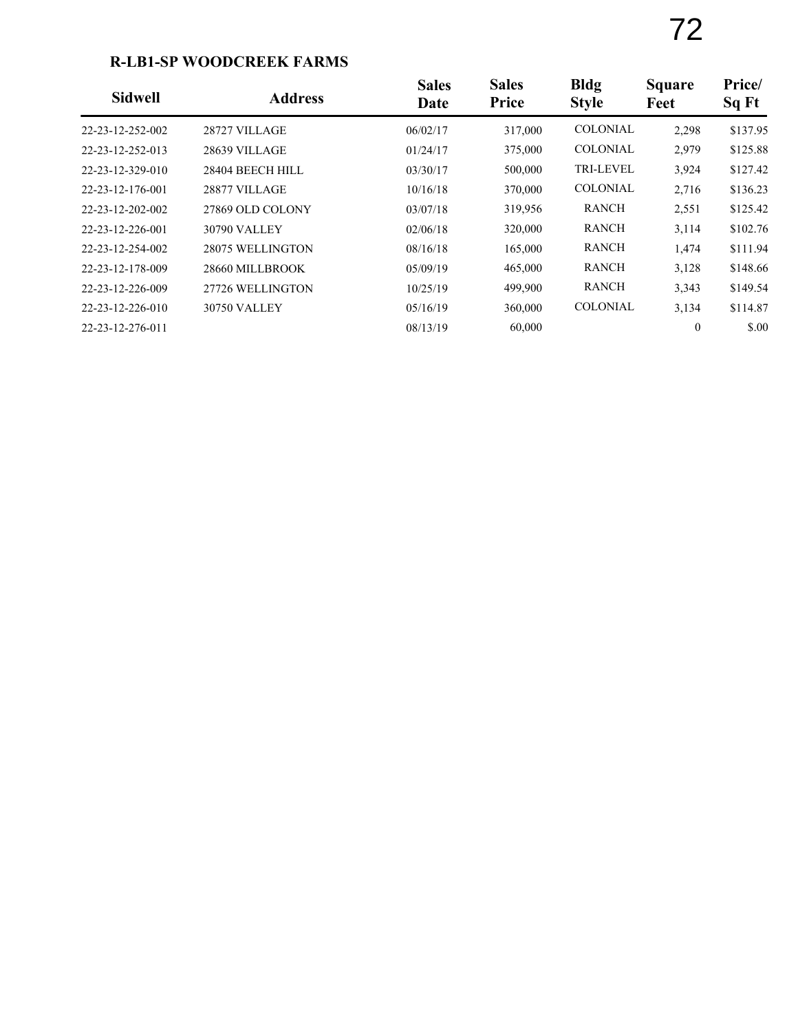**R-LB1-SP WOODCREEK FARMS**

| Sidwell | Address | Sales Date | Sales Price | Bldg Style | Square Feet | Price/ Sq Ft |
|---|---|---|---|---|---|---|
| 22-23-12-252-002 | 28727 VILLAGE | 06/02/17 | 317,000 | COLONIAL | 2,298 | $137.95 |
| 22-23-12-252-013 | 28639 VILLAGE | 01/24/17 | 375,000 | COLONIAL | 2,979 | $125.88 |
| 22-23-12-329-010 | 28404 BEECH HILL | 03/30/17 | 500,000 | TRI-LEVEL | 3,924 | $127.42 |
| 22-23-12-176-001 | 28877 VILLAGE | 10/16/18 | 370,000 | COLONIAL | 2,716 | $136.23 |
| 22-23-12-202-002 | 27869 OLD COLONY | 03/07/18 | 319,956 | RANCH | 2,551 | $125.42 |
| 22-23-12-226-001 | 30790 VALLEY | 02/06/18 | 320,000 | RANCH | 3,114 | $102.76 |
| 22-23-12-254-002 | 28075 WELLINGTON | 08/16/18 | 165,000 | RANCH | 1,474 | $111.94 |
| 22-23-12-178-009 | 28660 MILLBROOK | 05/09/19 | 465,000 | RANCH | 3,128 | $148.66 |
| 22-23-12-226-009 | 27726 WELLINGTON | 10/25/19 | 499,900 | RANCH | 3,343 | $149.54 |
| 22-23-12-226-010 | 30750 VALLEY | 05/16/19 | 360,000 | COLONIAL | 3,134 | $114.87 |
| 22-23-12-276-011 | | 08/13/19 | 60,000 | | 0 | $.00 |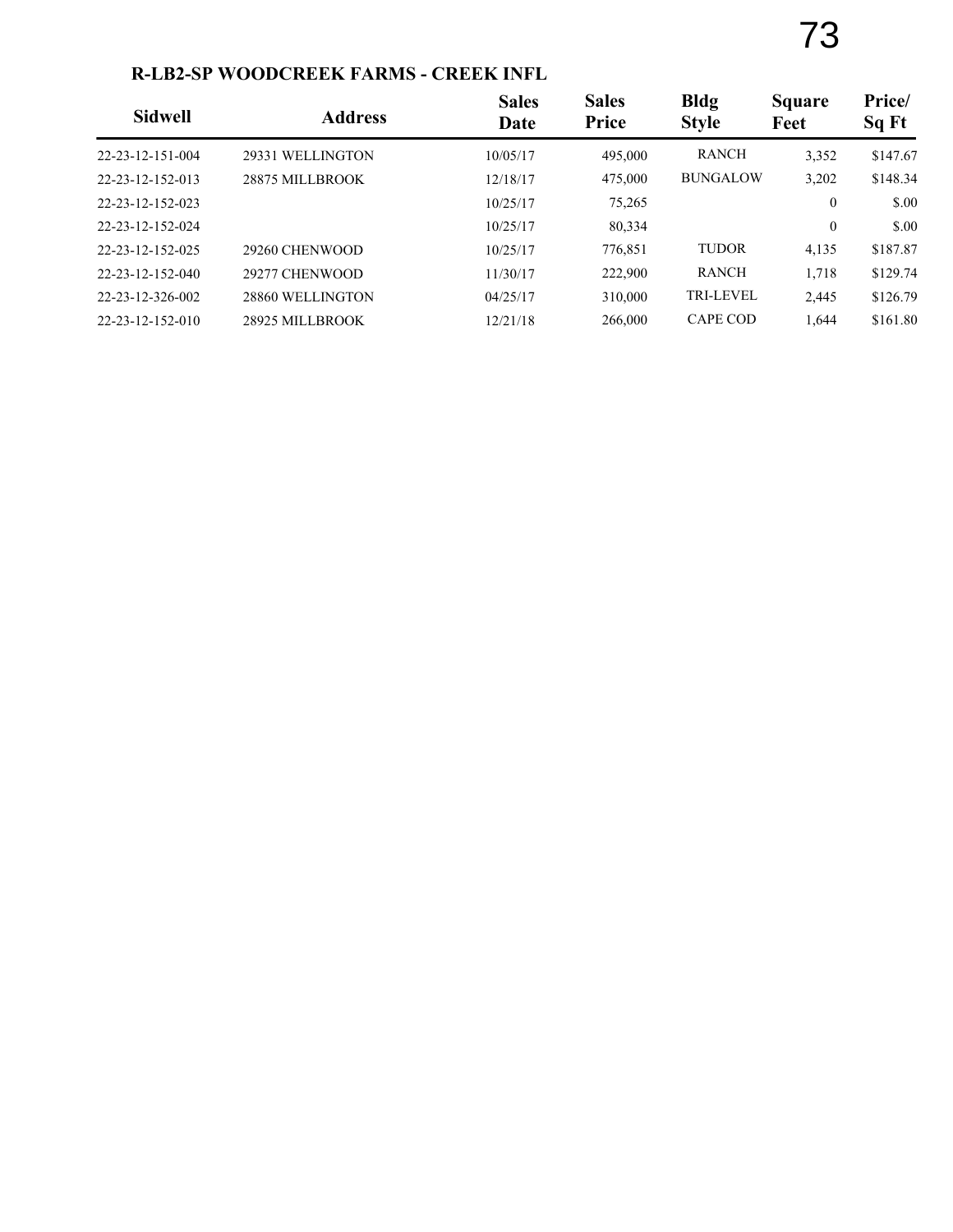## R-LB2-SP WOODCREEK FARMS - CREEK INFL

| Sidwell | Address | Sales Date | Sales Price | Bldg Style | Square Feet | Price/ Sq Ft |
|---|---|---|---|---|---|---|
| 22-23-12-151-004 | 29331 WELLINGTON | 10/05/17 | 495,000 | RANCH | 3,352 | $147.67 |
| 22-23-12-152-013 | 28875 MILLBROOK | 12/18/17 | 475,000 | BUNGALOW | 3,202 | $148.34 |
| 22-23-12-152-023 | | 10/25/17 | 75,265 | | 0 | $.00 |
| 22-23-12-152-024 | | 10/25/17 | 80,334 | | 0 | $.00 |
| 22-23-12-152-025 | 29260 CHENWOOD | 10/25/17 | 776,851 | TUDOR | 4,135 | $187.87 |
| 22-23-12-152-040 | 29277 CHENWOOD | 11/30/17 | 222,900 | RANCH | 1,718 | $129.74 |
| 22-23-12-326-002 | 28860 WELLINGTON | 04/25/17 | 310,000 | TRI-LEVEL | 2,445 | $126.79 |
| 22-23-12-152-010 | 28925 MILLBROOK | 12/21/18 | 266,000 | CAPE COD | 1,644 | $161.80 |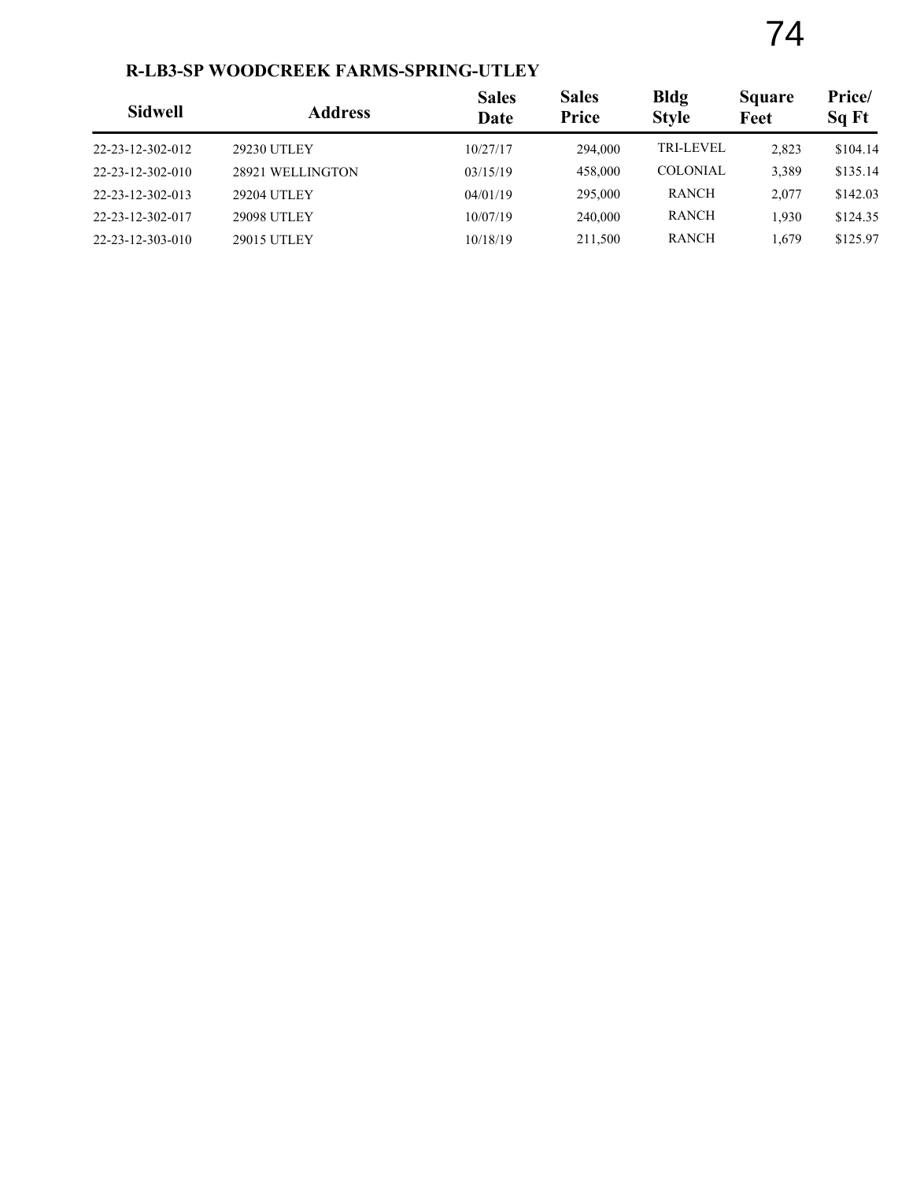### R-LB3-SP WOODCREEK FARMS-SPRING-UTLEY

| Sidwell | Address | Sales Date | Sales Price | Bldg Style | Square Feet | Price/ Sq Ft |
|---|---|---|---|---|---|---|
| 22-23-12-302-012 | 29230 UTLEY | 10/27/17 | 294,000 | TRI-LEVEL | 2,823 | $104.14 |
| 22-23-12-302-010 | 28921 WELLINGTON | 03/15/19 | 458,000 | COLONIAL | 3,389 | $135.14 |
| 22-23-12-302-013 | 29204 UTLEY | 04/01/19 | 295,000 | RANCH | 2,077 | $142.03 |
| 22-23-12-302-017 | 29098 UTLEY | 10/07/19 | 240,000 | RANCH | 1,930 | $124.35 |
| 22-23-12-303-010 | 29015 UTLEY | 10/18/19 | 211,500 | RANCH | 1,679 | $125.97 |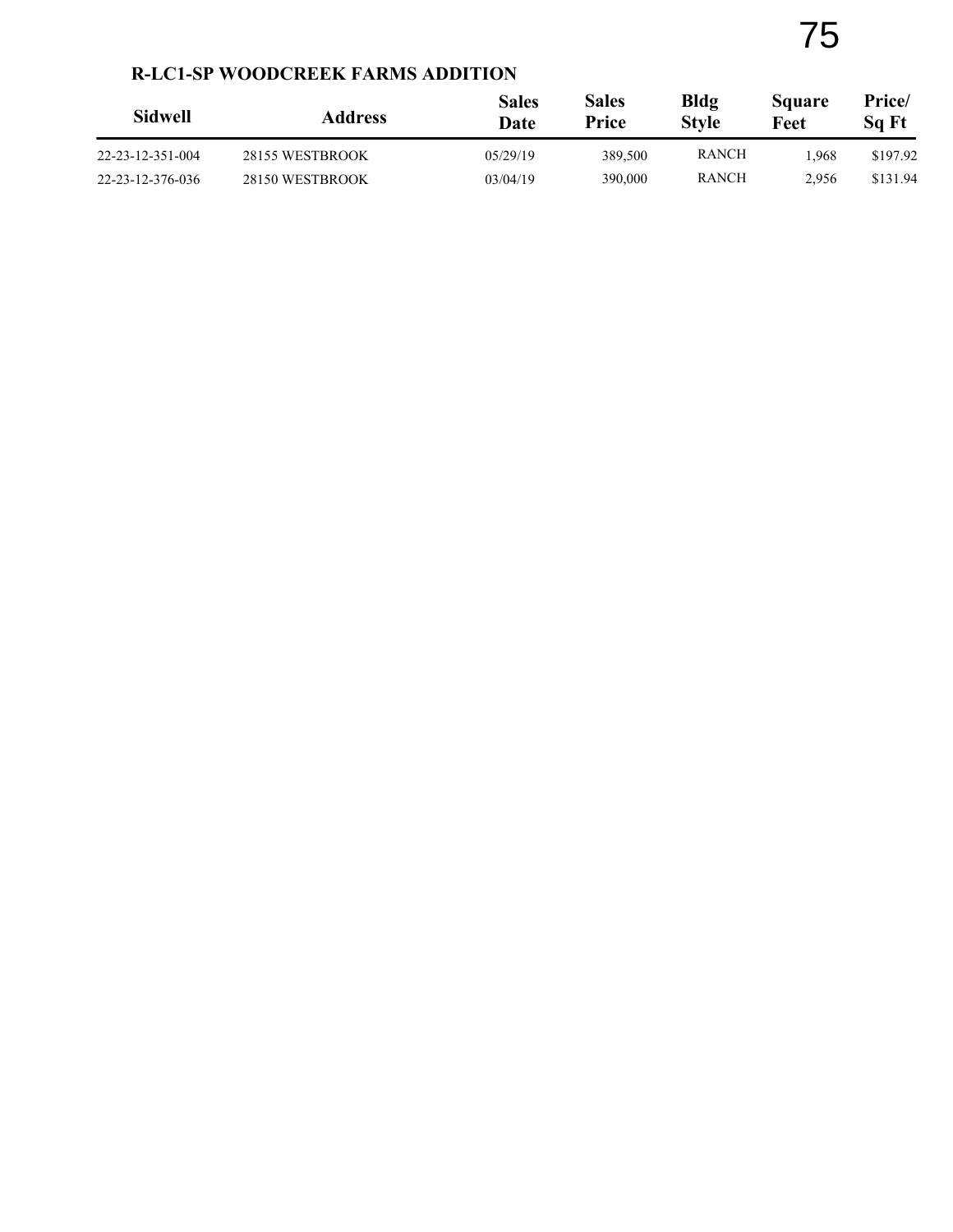## R-LC1-SP WOODCREEK FARMS ADDITION

| Sidwell | Address | Sales Date | Sales Price | Bldg Style | Square Feet | Price/ Sq Ft |
|---|---|---|---|---|---|---|
| 22-23-12-351-004 | 28155 WESTBROOK | 05/29/19 | 389,500 | RANCH | 1,968 | $197.92 |
| 22-23-12-376-036 | 28150 WESTBROOK | 03/04/19 | 390,000 | RANCH | 2,956 | $131.94 |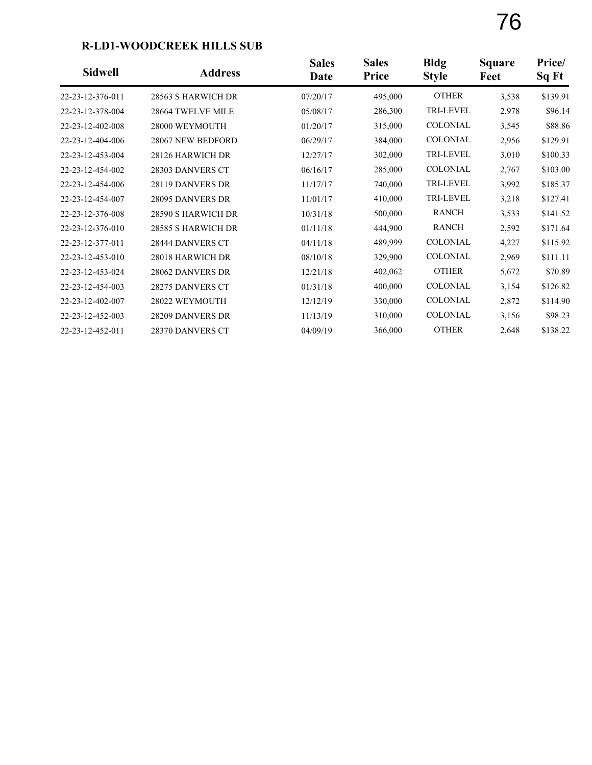## R-LD1-WOODCREEK HILLS SUB

| Sidwell | Address | Sales Date | Sales Price | Bldg Style | Square Feet | Price/ Sq Ft |
|---|---|---|---|---|---|---|
| 22-23-12-376-011 | 28563 S HARWICH DR | 07/20/17 | 495,000 | OTHER | 3,538 | $139.91 |
| 22-23-12-378-004 | 28664 TWELVE MILE | 05/08/17 | 286,300 | TRI-LEVEL | 2,978 | $96.14 |
| 22-23-12-402-008 | 28000 WEYMOUTH | 01/20/17 | 315,000 | COLONIAL | 3,545 | $88.86 |
| 22-23-12-404-006 | 28067 NEW BEDFORD | 06/29/17 | 384,000 | COLONIAL | 2,956 | $129.91 |
| 22-23-12-453-004 | 28126 HARWICH DR | 12/27/17 | 302,000 | TRI-LEVEL | 3,010 | $100.33 |
| 22-23-12-454-002 | 28303 DANVERS CT | 06/16/17 | 285,000 | COLONIAL | 2,767 | $103.00 |
| 22-23-12-454-006 | 28119 DANVERS DR | 11/17/17 | 740,000 | TRI-LEVEL | 3,992 | $185.37 |
| 22-23-12-454-007 | 28095 DANVERS DR | 11/01/17 | 410,000 | TRI-LEVEL | 3,218 | $127.41 |
| 22-23-12-376-008 | 28590 S HARWICH DR | 10/31/18 | 500,000 | RANCH | 3,533 | $141.52 |
| 22-23-12-376-010 | 28585 S HARWICH DR | 01/11/18 | 444,900 | RANCH | 2,592 | $171.64 |
| 22-23-12-377-011 | 28444 DANVERS CT | 04/11/18 | 489,999 | COLONIAL | 4,227 | $115.92 |
| 22-23-12-453-010 | 28018 HARWICH DR | 08/10/18 | 329,900 | COLONIAL | 2,969 | $111.11 |
| 22-23-12-453-024 | 28062 DANVERS DR | 12/21/18 | 402,062 | OTHER | 5,672 | $70.89 |
| 22-23-12-454-003 | 28275 DANVERS CT | 01/31/18 | 400,000 | COLONIAL | 3,154 | $126.82 |
| 22-23-12-402-007 | 28022 WEYMOUTH | 12/12/19 | 330,000 | COLONIAL | 2,872 | $114.90 |
| 22-23-12-452-003 | 28209 DANVERS DR | 11/13/19 | 310,000 | COLONIAL | 3,156 | $98.23 |
| 22-23-12-452-011 | 28370 DANVERS CT | 04/09/19 | 366,000 | OTHER | 2,648 | $138.22 |